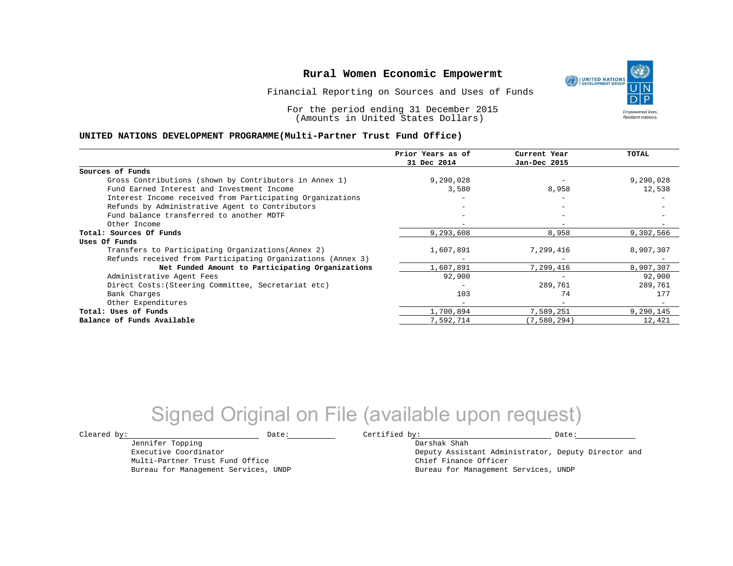# Rural Women Economic Empowermt

Financial Reporting on Sources and Uses of Funds

For the period ending 31 December 2015
(Amounts in United States Dollars)

## UNITED NATIONS DEVELOPMENT PROGRAMME(Multi-Partner Trust Fund Office)

| | Prior Years as of 31 Dec 2014 | Current Year Jan-Dec 2015 | TOTAL |
|---|---|---|---|
| **Sources of Funds** | | | |
| Gross Contributions (shown by Contributors in Annex 1) | 9,290,028 | - | 9,290,028 |
| Fund Earned Interest and Investment Income | 3,580 | 8,958 | 12,538 |
| Interest Income received from Participating Organizations | - | - | - |
| Refunds by Administrative Agent to Contributors | - | - | - |
| Fund balance transferred to another MDTF | - | - | - |
| Other Income | - | - | - |
| **Total: Sources Of Funds** | 9,293,608 | 8,958 | 9,302,566 |
| **Uses Of Funds** | | | |
| Transfers to Participating Organizations(Annex 2) | 1,607,891 | 7,299,416 | 8,907,307 |
| Refunds received from Participating Organizations (Annex 3) | - | - | - |
| **Net Funded Amount to Participating Organizations** | 1,607,891 | 7,299,416 | 8,907,307 |
| Administrative Agent Fees | 92,900 | - | 92,900 |
| Direct Costs:(Steering Committee, Secretariat etc) | - | 289,761 | 289,761 |
| Bank Charges | 103 | 74 | 177 |
| Other Expenditures | - | - | - |
| **Total: Uses of Funds** | 1,700,894 | 7,589,251 | 9,290,145 |
| **Balance of Funds Available** | 7,592,714 | (7,580,294) | 12,421 |

Signed Original on File (available upon request)

Cleared by: ____________________ Date: __________

Jennifer Topping
Executive Coordinator
Multi-Partner Trust Fund Office
Bureau for Management Services, UNDP

Certified by: ____________________ Date: __________

Darshak Shah
Deputy Assistant Administrator, Deputy Director and Chief Finance Officer
Bureau for Management Services, UNDP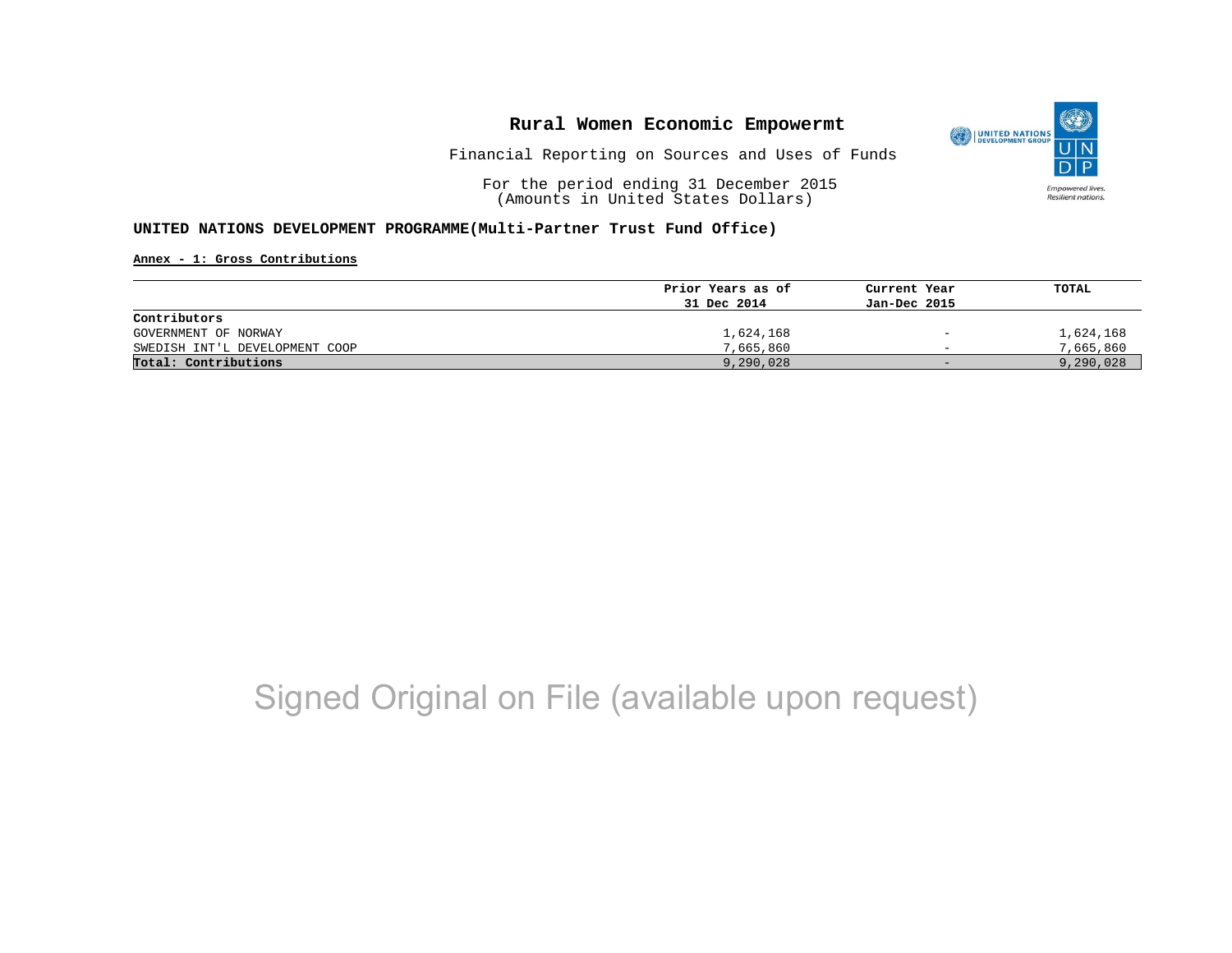# Rural Women Economic Empowermt

Financial Reporting on Sources and Uses of Funds

For the period ending 31 December 2015
(Amounts in United States Dollars)

**UNITED NATIONS DEVELOPMENT PROGRAMME(Multi-Partner Trust Fund Office)**

**Annex - 1: Gross Contributions**

| | Prior Years as of 31 Dec 2014 | Current Year Jan-Dec 2015 | TOTAL |
|---|---|---|---|
| **Contributors** | | | |
| GOVERNMENT OF NORWAY | 1,624,168 | - | 1,624,168 |
| SWEDISH INT'L DEVELOPMENT COOP | 7,665,860 | - | 7,665,860 |
| **Total: Contributions** | 9,290,028 | - | 9,290,028 |

Signed Original on File (available upon request)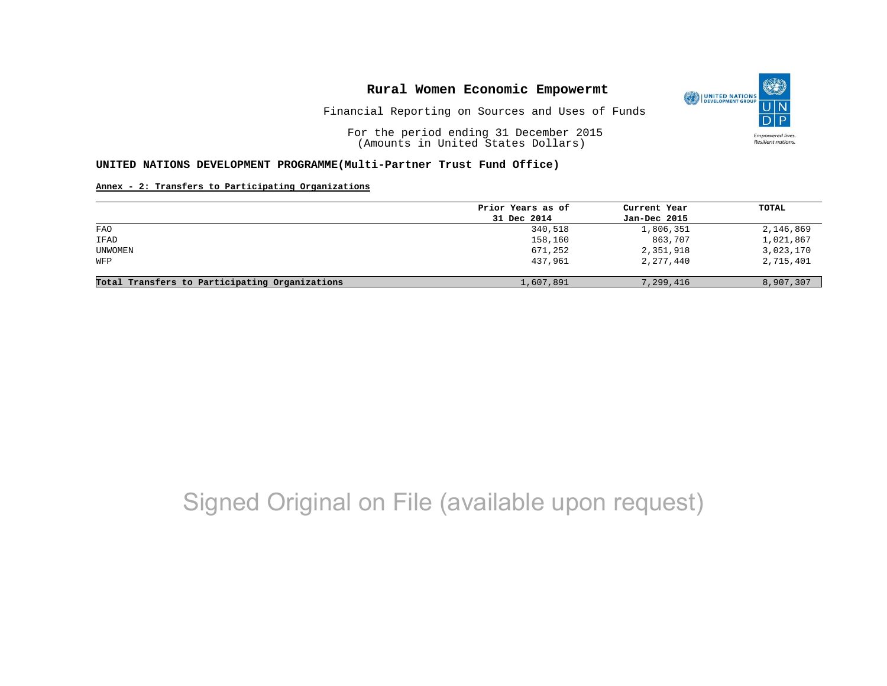**Rural Women Economic Empowermt**

Financial Reporting on Sources and Uses of Funds

For the period ending 31 December 2015
(Amounts in United States Dollars)

**UNITED NATIONS DEVELOPMENT PROGRAMME(Multi-Partner Trust Fund Office)**

**Annex - 2: Transfers to Participating Organizations**

| | Prior Years as of 31 Dec 2014 | Current Year Jan-Dec 2015 | TOTAL |
|---|---|---|---|
| FAO | 340,518 | 1,806,351 | 2,146,869 |
| IFAD | 158,160 | 863,707 | 1,021,867 |
| UNWOMEN | 671,252 | 2,351,918 | 3,023,170 |
| WFP | 437,961 | 2,277,440 | 2,715,401 |
| **Total Transfers to Participating Organizations** | 1,607,891 | 7,299,416 | 8,907,307 |

Signed Original on File (available upon request)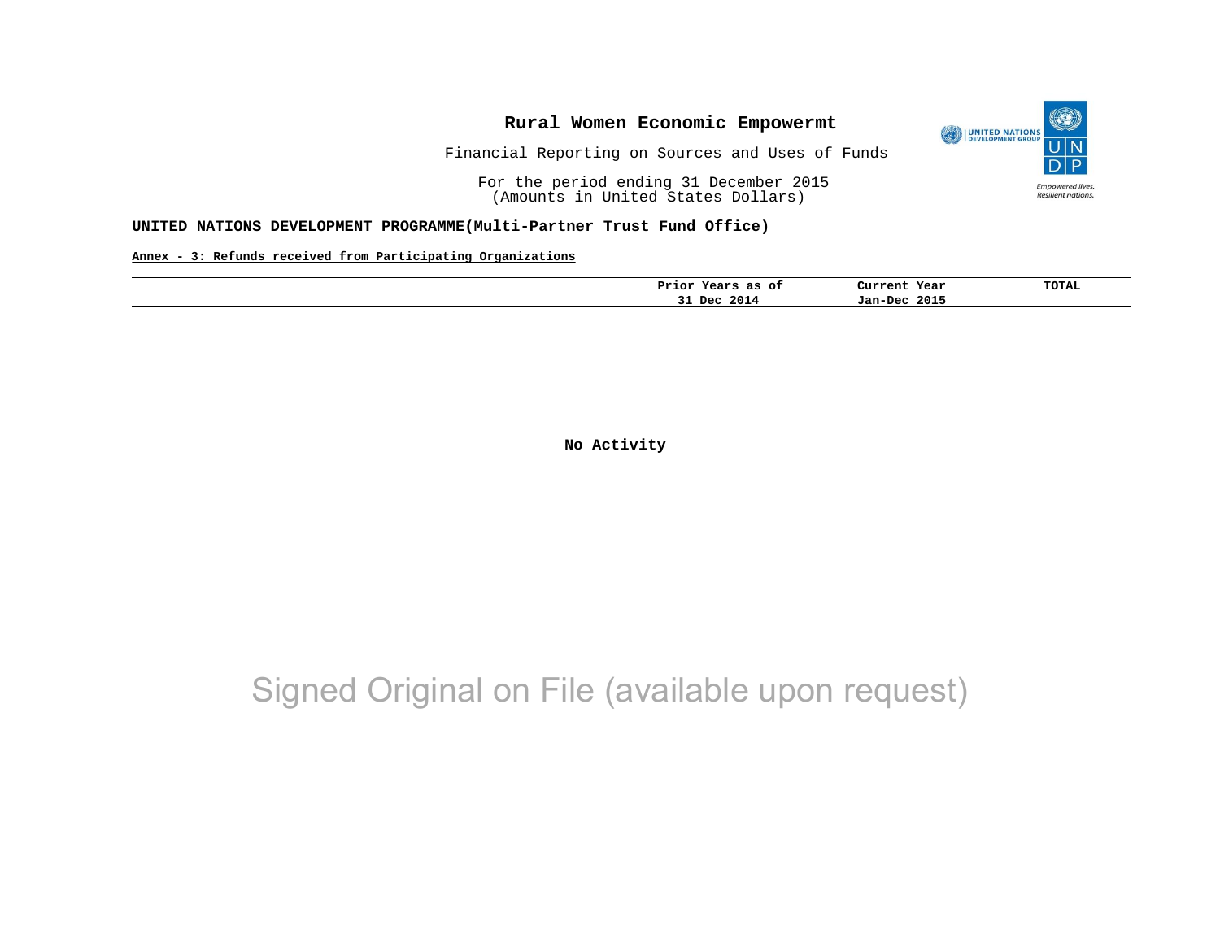# Rural Women Economic Empowermt

Financial Reporting on Sources and Uses of Funds

For the period ending 31 December 2015
(Amounts in United States Dollars)

**UNITED NATIONS DEVELOPMENT PROGRAMME(Multi-Partner Trust Fund Office)**

**Annex - 3: Refunds received from Participating Organizations**

| | Prior Years as of 31 Dec 2014 | Current Year Jan-Dec 2015 | TOTAL |
|---|---|---|---|

**No Activity**

Signed Original on File (available upon request)